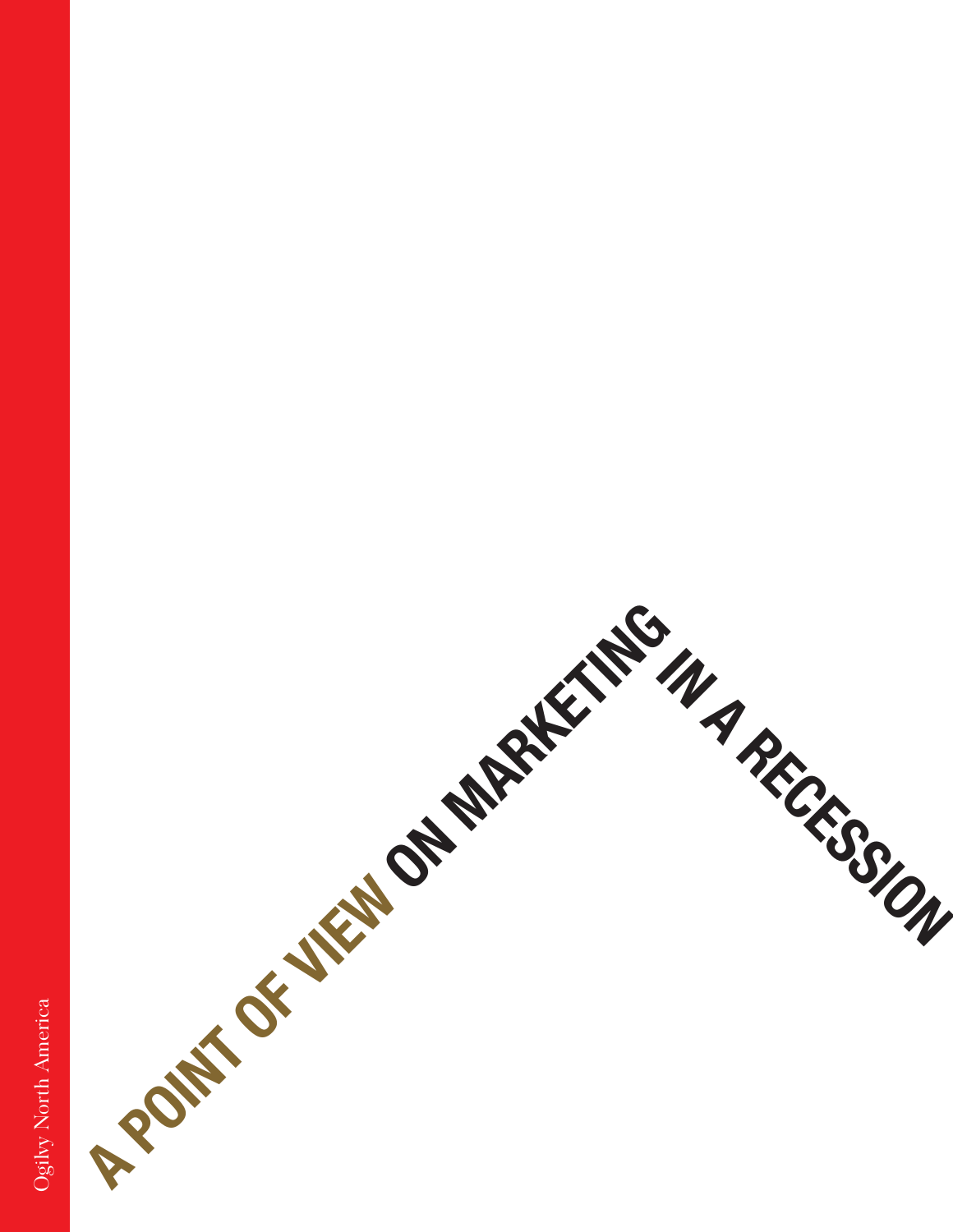# A POINT OF VIEW ON MARKETING IN A RECESSION

Ogilvy North America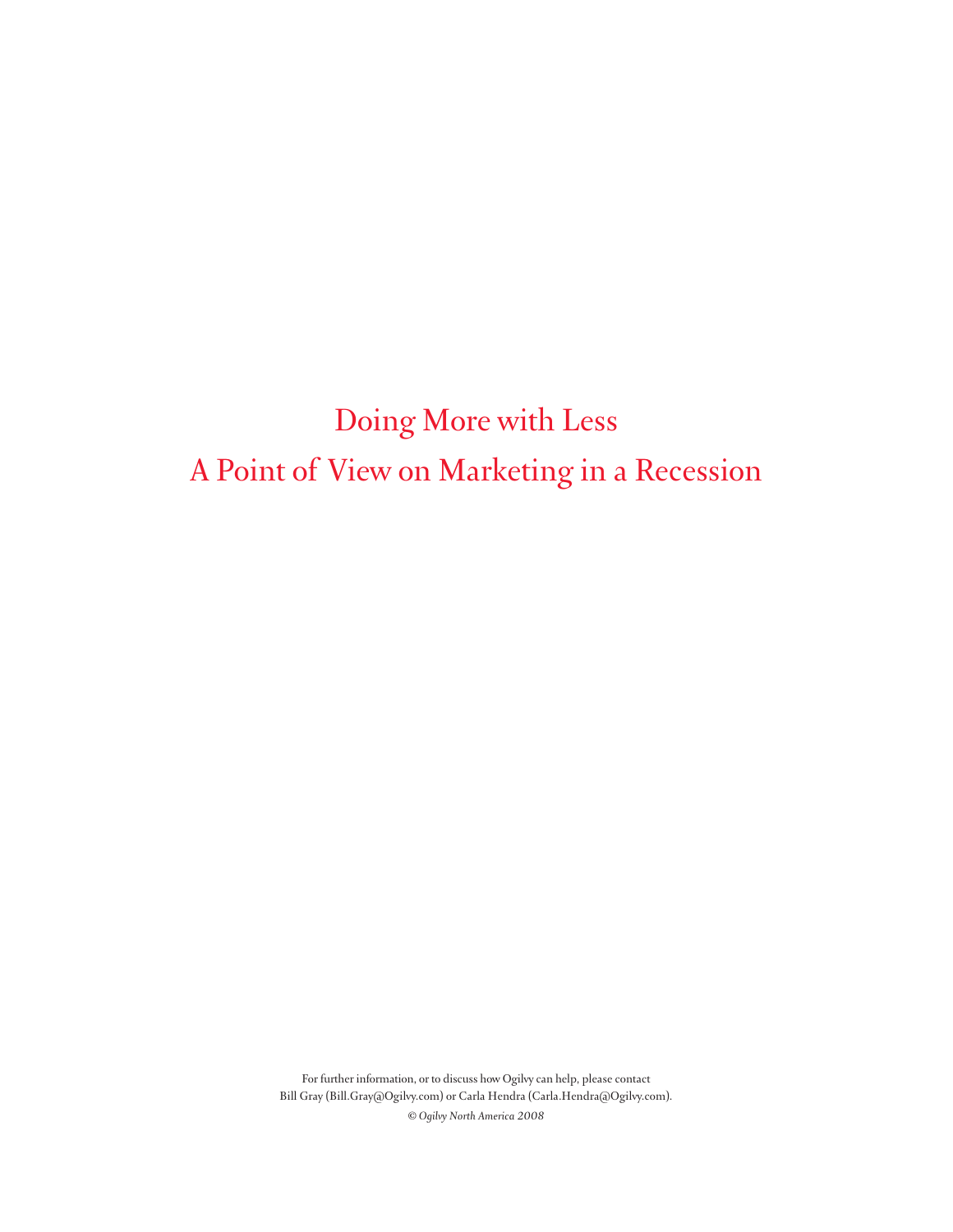# Doing More with Less

# A Point of View on Marketing in a Recession

For further information, or to discuss how Ogilvy can help, please contact
Bill Gray (Bill.Gray@Ogilvy.com) or Carla Hendra (Carla.Hendra@Ogilvy.com).

*© Ogilvy North America 2008*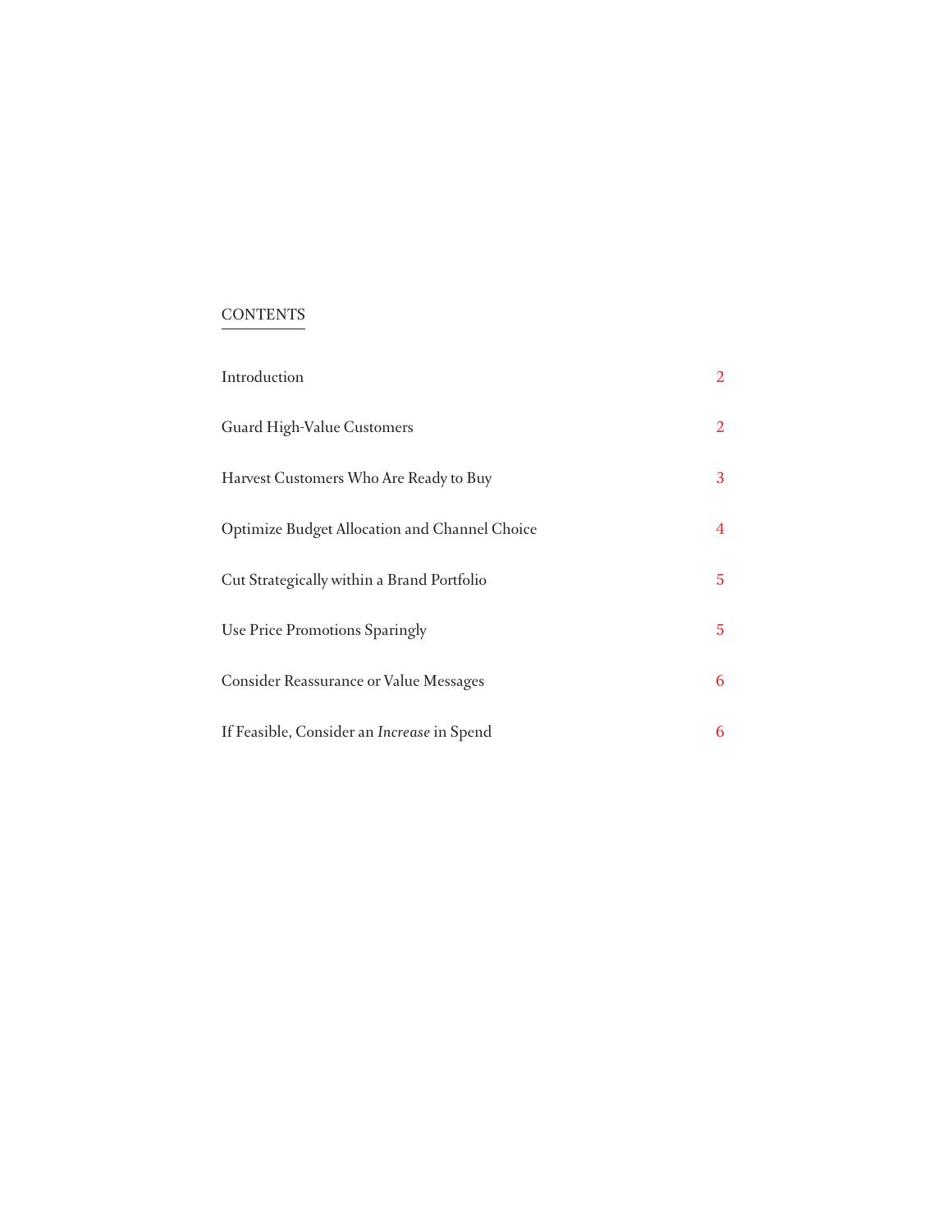## CONTENTS

| | |
|---|---|
| Introduction | 2 |
| Guard High-Value Customers | 2 |
| Harvest Customers Who Are Ready to Buy | 3 |
| Optimize Budget Allocation and Channel Choice | 4 |
| Cut Strategically within a Brand Portfolio | 5 |
| Use Price Promotions Sparingly | 5 |
| Consider Reassurance or Value Messages | 6 |
| If Feasible, Consider an *Increase* in Spend | 6 |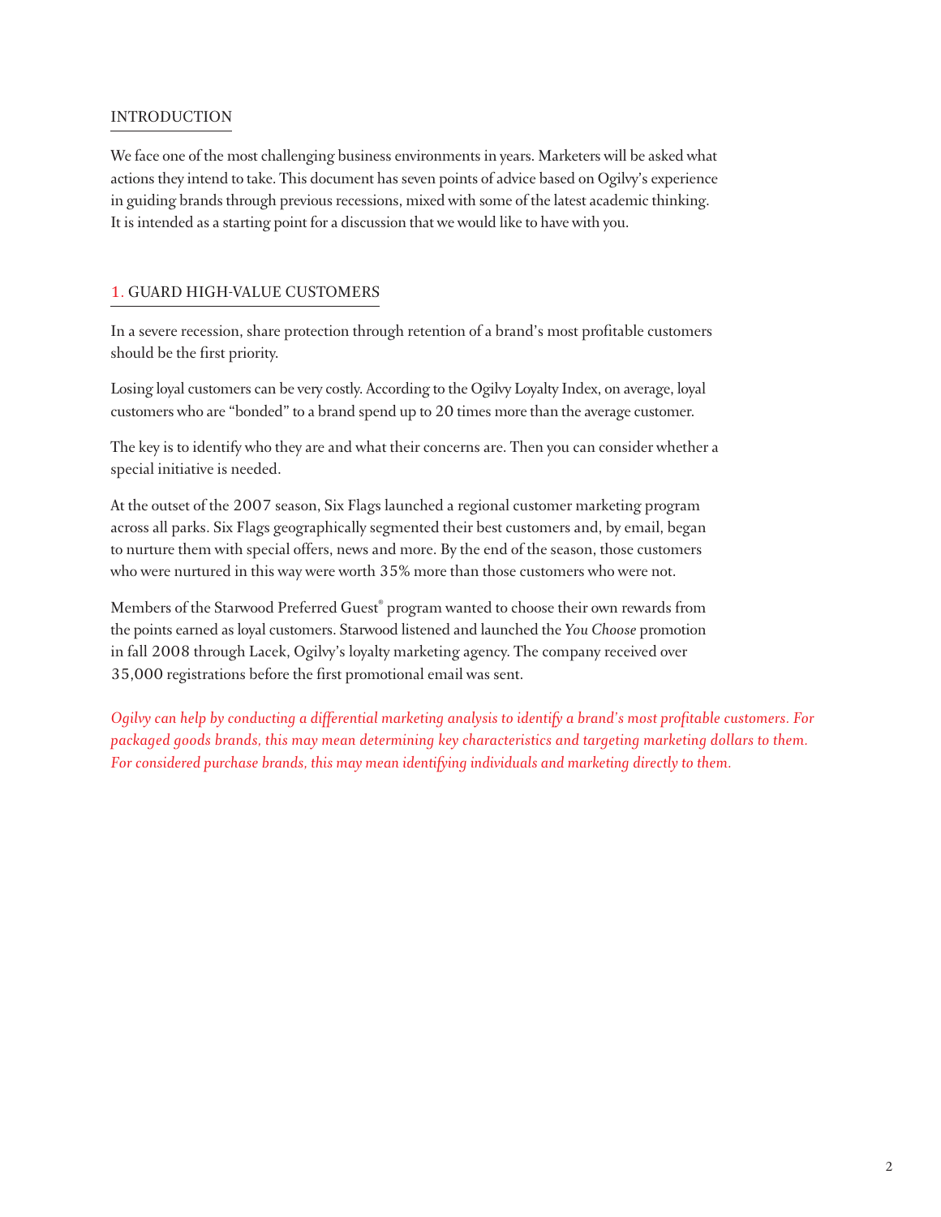## INTRODUCTION

We face one of the most challenging business environments in years. Marketers will be asked what actions they intend to take. This document has seven points of advice based on Ogilvy's experience in guiding brands through previous recessions, mixed with some of the latest academic thinking. It is intended as a starting point for a discussion that we would like to have with you.

## 1. GUARD HIGH-VALUE CUSTOMERS

In a severe recession, share protection through retention of a brand's most profitable customers should be the first priority.

Losing loyal customers can be very costly. According to the Ogilvy Loyalty Index, on average, loyal customers who are "bonded" to a brand spend up to 20 times more than the average customer.

The key is to identify who they are and what their concerns are. Then you can consider whether a special initiative is needed.

At the outset of the 2007 season, Six Flags launched a regional customer marketing program across all parks. Six Flags geographically segmented their best customers and, by email, began to nurture them with special offers, news and more. By the end of the season, those customers who were nurtured in this way were worth 35% more than those customers who were not.

Members of the Starwood Preferred Guest® program wanted to choose their own rewards from the points earned as loyal customers. Starwood listened and launched the *You Choose* promotion in fall 2008 through Lacek, Ogilvy's loyalty marketing agency. The company received over 35,000 registrations before the first promotional email was sent.

*Ogilvy can help by conducting a differential marketing analysis to identify a brand's most profitable customers. For packaged goods brands, this may mean determining key characteristics and targeting marketing dollars to them. For considered purchase brands, this may mean identifying individuals and marketing directly to them.*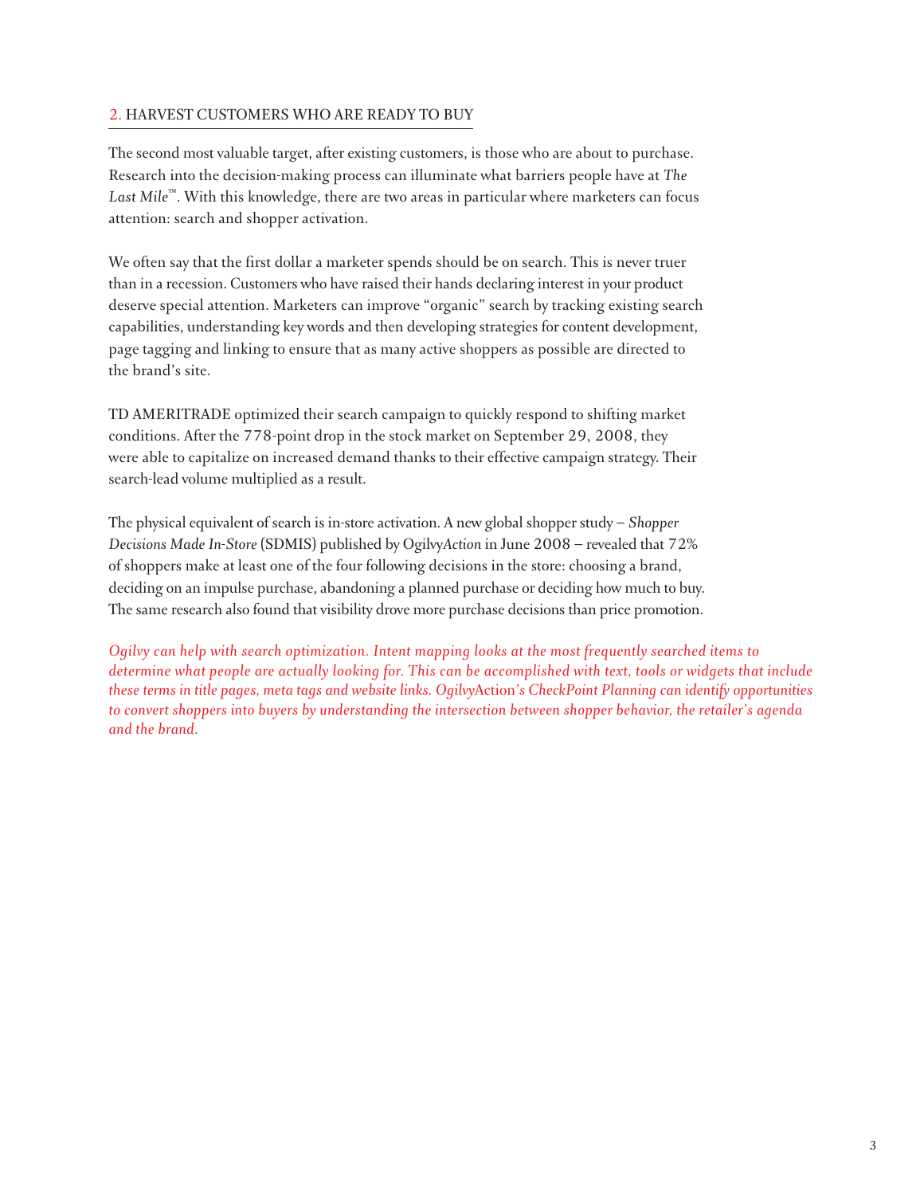## 2. HARVEST CUSTOMERS WHO ARE READY TO BUY

The second most valuable target, after existing customers, is those who are about to purchase. Research into the decision-making process can illuminate what barriers people have at *The Last Mile*™. With this knowledge, there are two areas in particular where marketers can focus attention: search and shopper activation.

We often say that the first dollar a marketer spends should be on search. This is never truer than in a recession. Customers who have raised their hands declaring interest in your product deserve special attention. Marketers can improve "organic" search by tracking existing search capabilities, understanding key words and then developing strategies for content development, page tagging and linking to ensure that as many active shoppers as possible are directed to the brand's site.

TD AMERITRADE optimized their search campaign to quickly respond to shifting market conditions. After the 778-point drop in the stock market on September 29, 2008, they were able to capitalize on increased demand thanks to their effective campaign strategy. Their search-lead volume multiplied as a result.

The physical equivalent of search is in-store activation. A new global shopper study – *Shopper Decisions Made In-Store* (SDMIS) published by Ogilvy*Action* in June 2008 – revealed that 72% of shoppers make at least one of the four following decisions in the store: choosing a brand, deciding on an impulse purchase, abandoning a planned purchase or deciding how much to buy. The same research also found that visibility drove more purchase decisions than price promotion.

*Ogilvy can help with search optimization. Intent mapping looks at the most frequently searched items to determine what people are actually looking for. This can be accomplished with text, tools or widgets that include these terms in title pages, meta tags and website links. Ogilvy*Action*'s CheckPoint Planning can identify opportunities to convert shoppers into buyers by understanding the intersection between shopper behavior, the retailer's agenda and the brand.*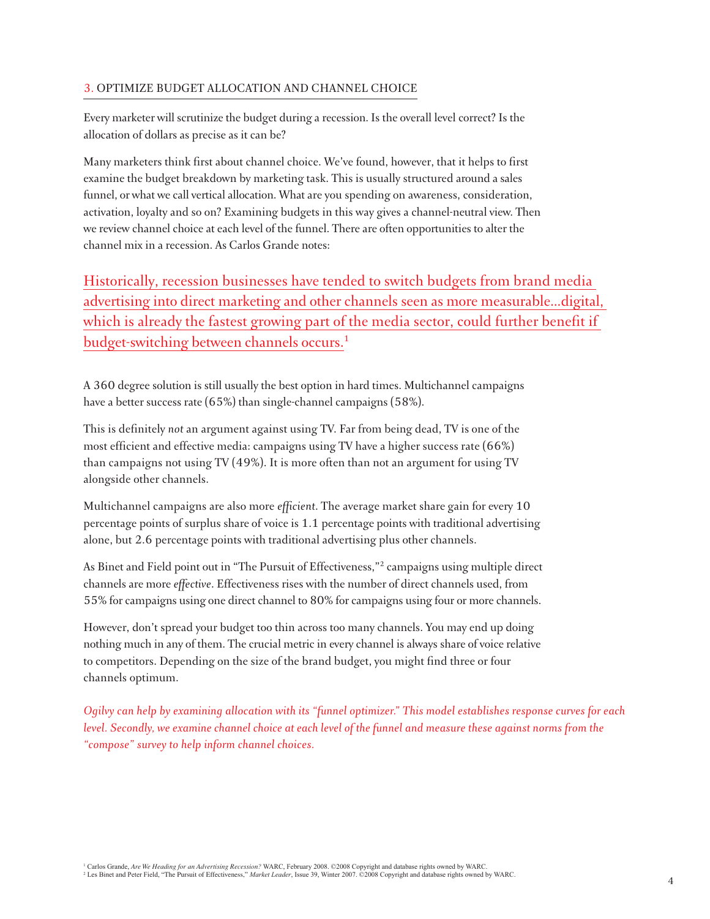## 3. OPTIMIZE BUDGET ALLOCATION AND CHANNEL CHOICE

Every marketer will scrutinize the budget during a recession. Is the overall level correct? Is the allocation of dollars as precise as it can be?

Many marketers think first about channel choice. We've found, however, that it helps to first examine the budget breakdown by marketing task. This is usually structured around a sales funnel, or what we call vertical allocation. What are you spending on awareness, consideration, activation, loyalty and so on? Examining budgets in this way gives a channel-neutral view. Then we review channel choice at each level of the funnel. There are often opportunities to alter the channel mix in a recession. As Carlos Grande notes:

> Historically, recession businesses have tended to switch budgets from brand media advertising into direct marketing and other channels seen as more measurable...digital, which is already the fastest growing part of the media sector, could further benefit if budget-switching between channels occurs.[1]

A 360 degree solution is still usually the best option in hard times. Multichannel campaigns have a better success rate (65%) than single-channel campaigns (58%).

This is definitely *not* an argument against using TV. Far from being dead, TV is one of the most efficient and effective media: campaigns using TV have a higher success rate (66%) than campaigns not using TV (49%). It is more often than not an argument for using TV alongside other channels.

Multichannel campaigns are also more *efficient*. The average market share gain for every 10 percentage points of surplus share of voice is 1.1 percentage points with traditional advertising alone, but 2.6 percentage points with traditional advertising plus other channels.

As Binet and Field point out in "The Pursuit of Effectiveness,"[2] campaigns using multiple direct channels are more *effective*. Effectiveness rises with the number of direct channels used, from 55% for campaigns using one direct channel to 80% for campaigns using four or more channels.

However, don't spread your budget too thin across too many channels. You may end up doing nothing much in any of them. The crucial metric in every channel is always share of voice relative to competitors. Depending on the size of the brand budget, you might find three or four channels optimum.

*Ogilvy can help by examining allocation with its "funnel optimizer." This model establishes response curves for each level. Secondly, we examine channel choice at each level of the funnel and measure these against norms from the "compose" survey to help inform channel choices.*

[1] Carlos Grande, *Are We Heading for an Advertising Recession?* WARC, February 2008. ©2008 Copyright and database rights owned by WARC.
[2] Les Binet and Peter Field, "The Pursuit of Effectiveness," *Market Leader*, Issue 39, Winter 2007. ©2008 Copyright and database rights owned by WARC.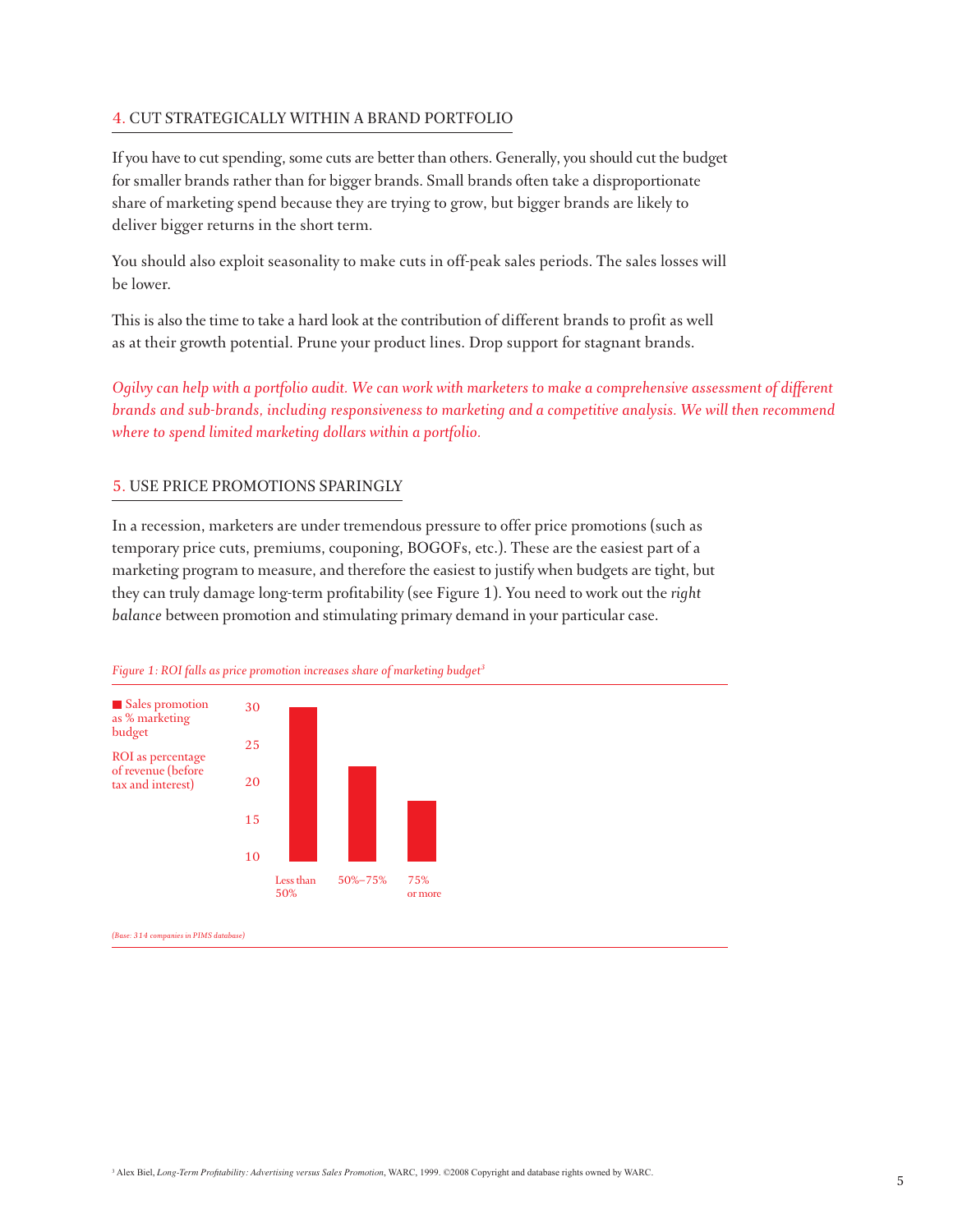## 4. CUT STRATEGICALLY WITHIN A BRAND PORTFOLIO

If you have to cut spending, some cuts are better than others. Generally, you should cut the budget for smaller brands rather than for bigger brands. Small brands often take a disproportionate share of marketing spend because they are trying to grow, but bigger brands are likely to deliver bigger returns in the short term.

You should also exploit seasonality to make cuts in off-peak sales periods. The sales losses will be lower.

This is also the time to take a hard look at the contribution of different brands to profit as well as at their growth potential. Prune your product lines. Drop support for stagnant brands.

*Ogilvy can help with a portfolio audit. We can work with marketers to make a comprehensive assessment of different brands and sub-brands, including responsiveness to marketing and a competitive analysis. We will then recommend where to spend limited marketing dollars within a portfolio.*

## 5. USE PRICE PROMOTIONS SPARINGLY

In a recession, marketers are under tremendous pressure to offer price promotions (such as temporary price cuts, premiums, couponing, BOGOFs, etc.). These are the easiest part of a marketing program to measure, and therefore the easiest to justify when budgets are tight, but they can truly damage long-term profitability (see Figure 1). You need to work out the *right balance* between promotion and stimulating primary demand in your particular case.

*Figure 1: ROI falls as price promotion increases share of marketing budget*[3]

Sales promotion as % marketing budget

ROI as percentage of revenue (before tax and interest)

| Sales promotion as % marketing budget | ROI (approx.) |
|---|---|
| Less than 50% | 30 |
| 50%–75% | 22.5 |
| 75% or more | 18 |

*(Base: 314 companies in PIMS database)*

[3] Alex Biel, *Long-Term Profitability: Advertising versus Sales Promotion*, WARC, 1999. ©2008 Copyright and database rights owned by WARC.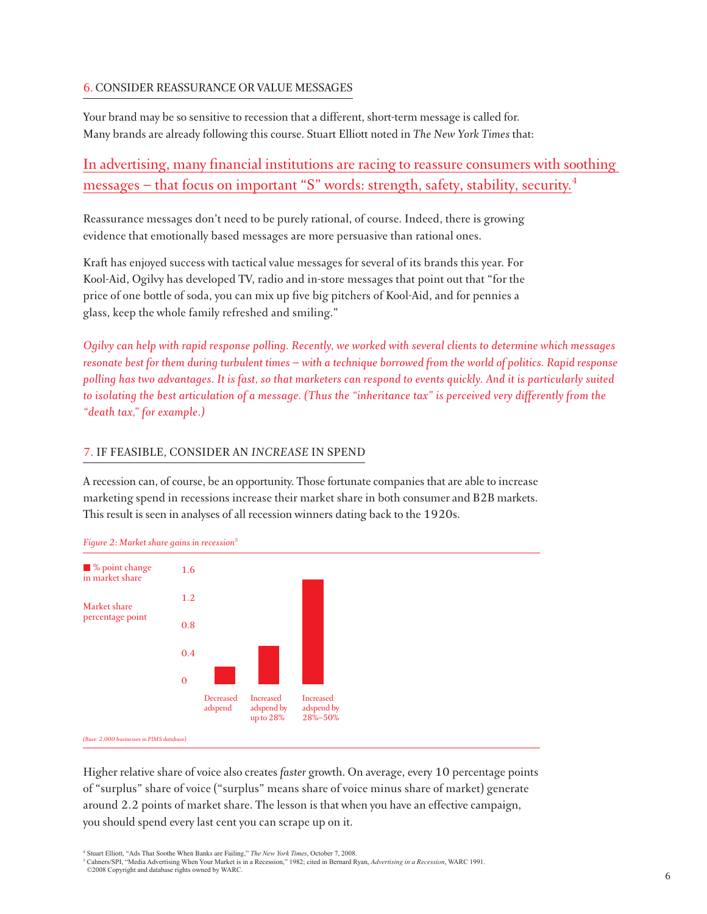## 6. CONSIDER REASSURANCE OR VALUE MESSAGES

Your brand may be so sensitive to recession that a different, short-term message is called for. Many brands are already following this course. Stuart Elliott noted in *The New York Times* that:

> In advertising, many financial institutions are racing to reassure consumers with soothing messages – that focus on important "S" words: strength, safety, stability, security.[4]

Reassurance messages don't need to be purely rational, of course. Indeed, there is growing evidence that emotionally based messages are more persuasive than rational ones.

Kraft has enjoyed success with tactical value messages for several of its brands this year. For Kool-Aid, Ogilvy has developed TV, radio and in-store messages that point out that "for the price of one bottle of soda, you can mix up five big pitchers of Kool-Aid, and for pennies a glass, keep the whole family refreshed and smiling."

*Ogilvy can help with rapid response polling. Recently, we worked with several clients to determine which messages resonate best for them during turbulent times – with a technique borrowed from the world of politics. Rapid response polling has two advantages. It is fast, so that marketers can respond to events quickly. And it is particularly suited to isolating the best articulation of a message. (Thus the "inheritance tax" is perceived very differently from the "death tax," for example.)*

## 7. IF FEASIBLE, CONSIDER AN *INCREASE* IN SPEND

A recession can, of course, be an opportunity. Those fortunate companies that are able to increase marketing spend in recessions increase their market share in both consumer and B2B markets. This result is seen in analyses of all recession winners dating back to the 1920s.

*Figure 2: Market share gains in recession*[5]

■ % point change in market share

Market share percentage point

| | Decreased adspend | Increased adspend by up to 28% | Increased adspend by 28%–50% |
|---|---|---|---|
| % point change in market share | ~0.13 | ~0.28 | ~1.5 |

*(Base: 2,000 businesses in PIMS database)*

Higher relative share of voice also creates *faster* growth. On average, every 10 percentage points of "surplus" share of voice ("surplus" means share of voice minus share of market) generate around 2.2 points of market share. The lesson is that when you have an effective campaign, you should spend every last cent you can scrape up on it.

[4] Stuart Elliott, "Ads That Soothe When Banks are Failing," *The New York Times*, October 7, 2008.

[5] Cahners/SPI, "Media Advertising When Your Market is in a Recession," 1982; cited in Bernard Ryan, *Advertising in a Recession*, WARC 1991. ©2008 Copyright and database rights owned by WARC.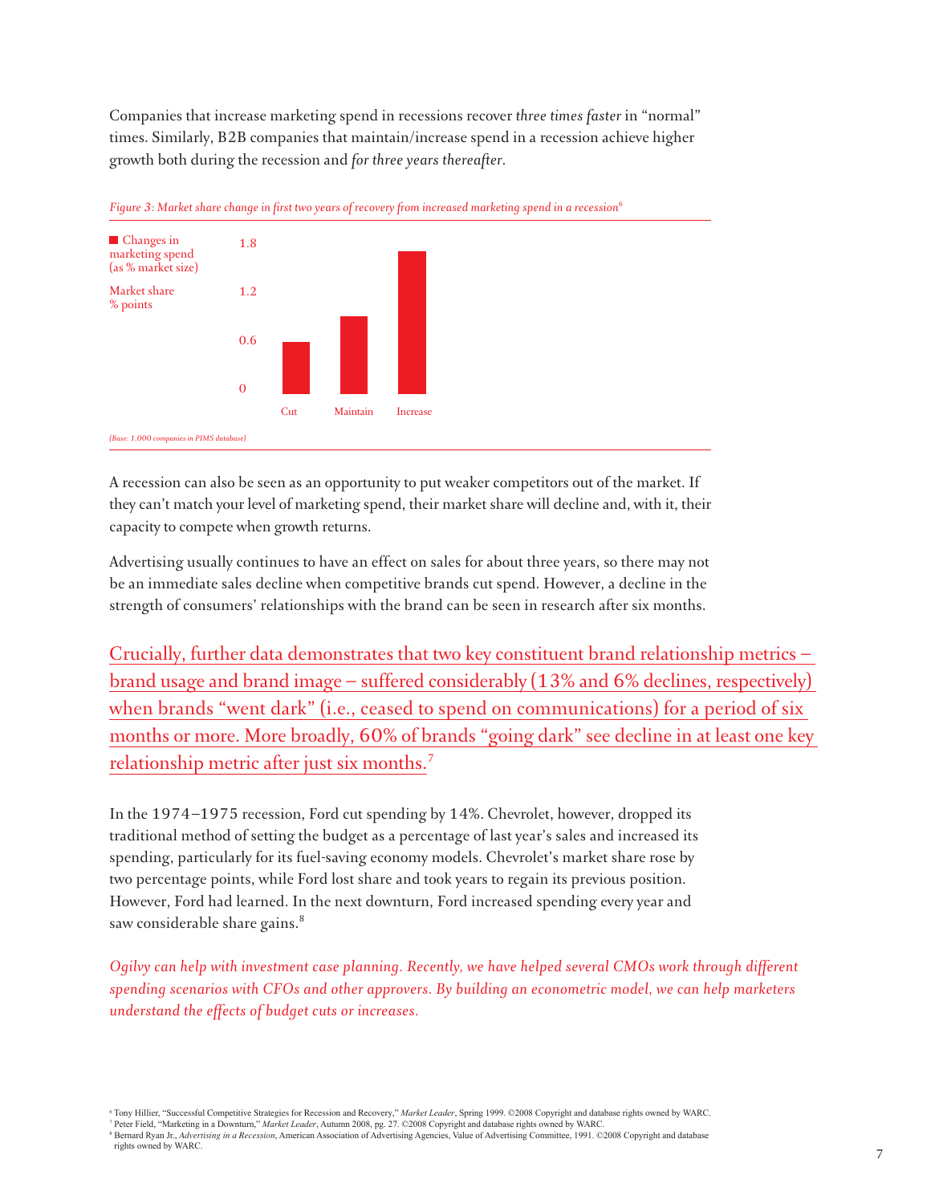Companies that increase marketing spend in recessions recover *three times faster* in "normal" times. Similarly, B2B companies that maintain/increase spend in a recession achieve higher growth both during the recession and *for three years thereafter*.

*Figure 3: Market share change in first two years of recovery from increased marketing spend in a recession*[6]

Changes in marketing spend (as % market size)

Market share % points

1.8

1.2

0.6

0

Cut Maintain Increase

*(Base: 1,000 companies in PIMS database)*

A recession can also be seen as an opportunity to put weaker competitors out of the market. If they can't match your level of marketing spend, their market share will decline and, with it, their capacity to compete when growth returns.

Advertising usually continues to have an effect on sales for about three years, so there may not be an immediate sales decline when competitive brands cut spend. However, a decline in the strength of consumers' relationships with the brand can be seen in research after six months.

Crucially, further data demonstrates that two key constituent brand relationship metrics – brand usage and brand image – suffered considerably (13% and 6% declines, respectively) when brands "went dark" (i.e., ceased to spend on communications) for a period of six months or more. More broadly, 60% of brands "going dark" see decline in at least one key relationship metric after just six months.[7]

In the 1974–1975 recession, Ford cut spending by 14%. Chevrolet, however, dropped its traditional method of setting the budget as a percentage of last year's sales and increased its spending, particularly for its fuel-saving economy models. Chevrolet's market share rose by two percentage points, while Ford lost share and took years to regain its previous position. However, Ford had learned. In the next downturn, Ford increased spending every year and saw considerable share gains.[8]

*Ogilvy can help with investment case planning. Recently, we have helped several CMOs work through different spending scenarios with CFOs and other approvers. By building an econometric model, we can help marketers understand the effects of budget cuts or increases.*

[6] Tony Hillier, "Successful Competitive Strategies for Recession and Recovery," *Market Leader*, Spring 1999. ©2008 Copyright and database rights owned by WARC.
[7] Peter Field, "Marketing in a Downturn," *Market Leader*, Autumn 2008, pg. 27. ©2008 Copyright and database rights owned by WARC.
[8] Bernard Ryan Jr., *Advertising in a Recession*, American Association of Advertising Agencies, Value of Advertising Committee, 1991. ©2008 Copyright and database rights owned by WARC.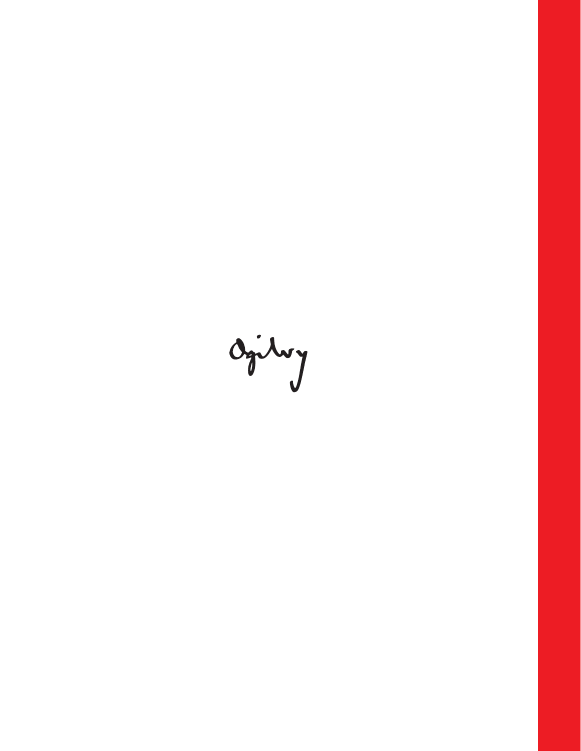Ogilvy